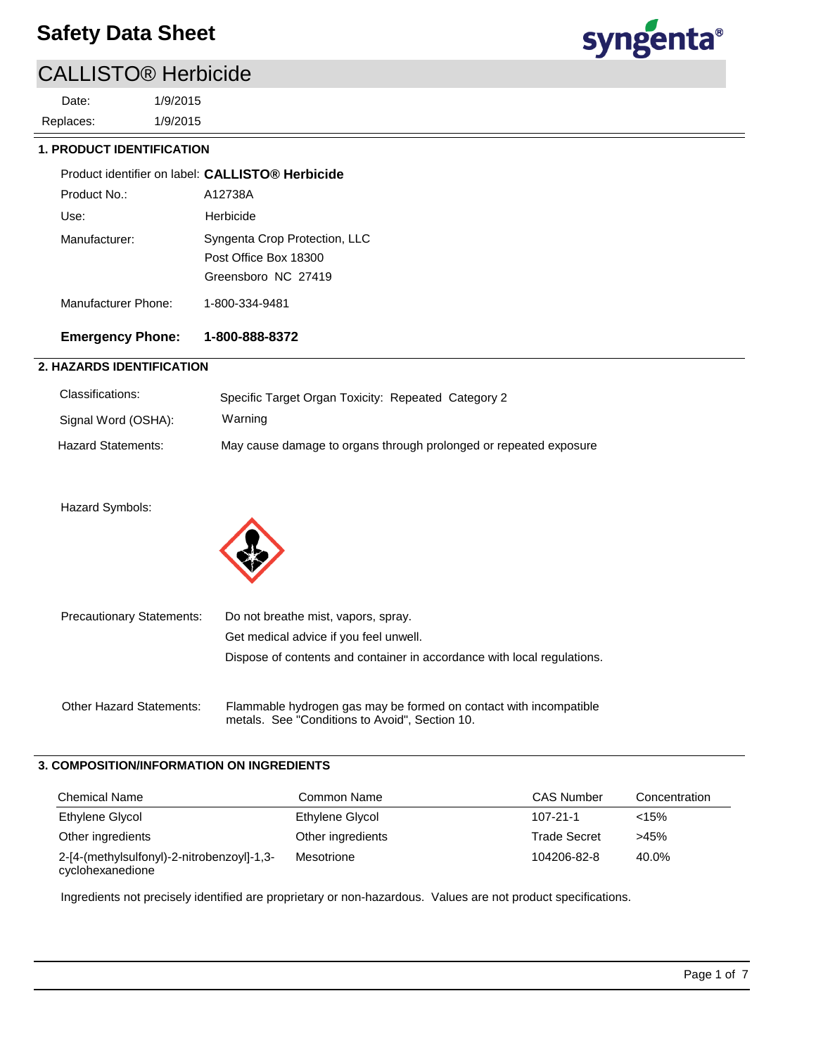# Safety Data Sheet

## CALLISTO® Herbicide

Date: 1/9/2015

Replaces: 1/9/2015

### 1. PRODUCT IDENTIFICATION

Product identifier on label: **CALLISTO® Herbicide**

Product No.: A12738A

Use: Herbicide

Manufacturer: Syngenta Crop Protection, LLC
Post Office Box 18300
Greensboro NC 27419

Manufacturer Phone: 1-800-334-9481

**Emergency Phone: 1-800-888-8372**

### 2. HAZARDS IDENTIFICATION

Classifications: Specific Target Organ Toxicity: Repeated Category 2

Signal Word (OSHA): Warning

Hazard Statements: May cause damage to organs through prolonged or repeated exposure

Hazard Symbols:

Precautionary Statements: Do not breathe mist, vapors, spray.
Get medical advice if you feel unwell.
Dispose of contents and container in accordance with local regulations.

Other Hazard Statements: Flammable hydrogen gas may be formed on contact with incompatible metals. See "Conditions to Avoid", Section 10.

### 3. COMPOSITION/INFORMATION ON INGREDIENTS

| Chemical Name | Common Name | CAS Number | Concentration |
|---|---|---|---|
| Ethylene Glycol | Ethylene Glycol | 107-21-1 | <15% |
| Other ingredients | Other ingredients | Trade Secret | >45% |
| 2-[4-(methylsulfonyl)-2-nitrobenzoyl]-1,3-cyclohexanedione | Mesotrione | 104206-82-8 | 40.0% |

Ingredients not precisely identified are proprietary or non-hazardous. Values are not product specifications.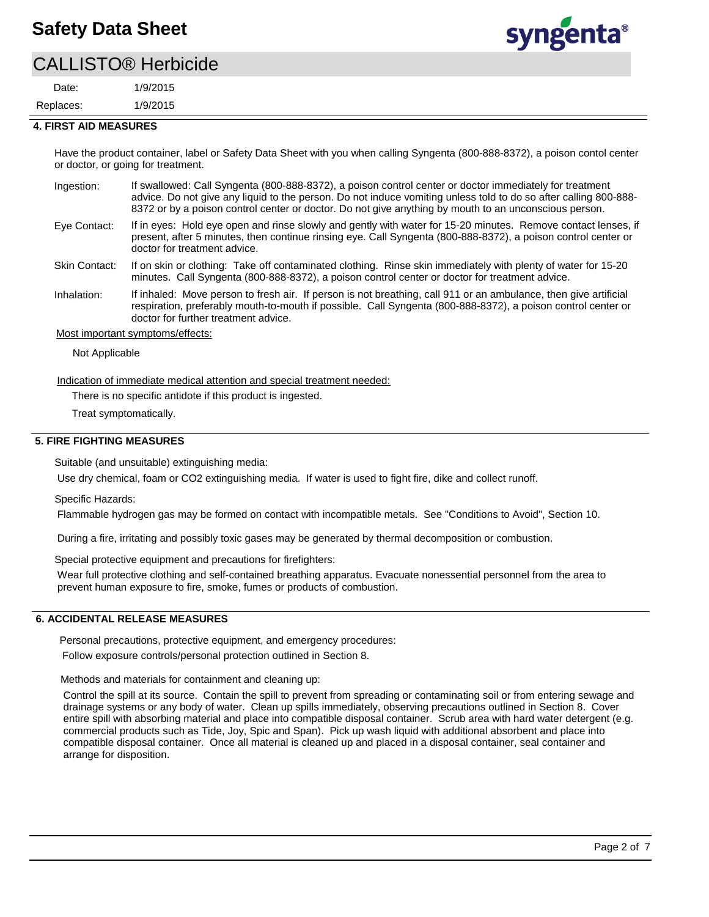## 4. FIRST AID MEASURES

Have the product container, label or Safety Data Sheet with you when calling Syngenta (800-888-8372), a poison contol center or doctor, or going for treatment.

**Ingestion:** If swallowed: Call Syngenta (800-888-8372), a poison control center or doctor immediately for treatment advice. Do not give any liquid to the person. Do not induce vomiting unless told to do so after calling 800-888-8372 or by a poison control center or doctor. Do not give anything by mouth to an unconscious person.

**Eye Contact:** If in eyes: Hold eye open and rinse slowly and gently with water for 15-20 minutes. Remove contact lenses, if present, after 5 minutes, then continue rinsing eye. Call Syngenta (800-888-8372), a poison control center or doctor for treatment advice.

**Skin Contact:** If on skin or clothing: Take off contaminated clothing. Rinse skin immediately with plenty of water for 15-20 minutes. Call Syngenta (800-888-8372), a poison control center or doctor for treatment advice.

**Inhalation:** If inhaled: Move person to fresh air. If person is not breathing, call 911 or an ambulance, then give artificial respiration, preferably mouth-to-mouth if possible. Call Syngenta (800-888-8372), a poison control center or doctor for further treatment advice.

Most important symptoms/effects:

Not Applicable

Indication of immediate medical attention and special treatment needed:

There is no specific antidote if this product is ingested.

Treat symptomatically.

## 5. FIRE FIGHTING MEASURES

Suitable (and unsuitable) extinguishing media:

Use dry chemical, foam or CO2 extinguishing media. If water is used to fight fire, dike and collect runoff.

Specific Hazards:

Flammable hydrogen gas may be formed on contact with incompatible metals. See "Conditions to Avoid", Section 10.

During a fire, irritating and possibly toxic gases may be generated by thermal decomposition or combustion.

Special protective equipment and precautions for firefighters:

Wear full protective clothing and self-contained breathing apparatus. Evacuate nonessential personnel from the area to prevent human exposure to fire, smoke, fumes or products of combustion.

## 6. ACCIDENTAL RELEASE MEASURES

Personal precautions, protective equipment, and emergency procedures:

Follow exposure controls/personal protection outlined in Section 8.

Methods and materials for containment and cleaning up:

Control the spill at its source. Contain the spill to prevent from spreading or contaminating soil or from entering sewage and drainage systems or any body of water. Clean up spills immediately, observing precautions outlined in Section 8. Cover entire spill with absorbing material and place into compatible disposal container. Scrub area with hard water detergent (e.g. commercial products such as Tide, Joy, Spic and Span). Pick up wash liquid with additional absorbent and place into compatible disposal container. Once all material is cleaned up and placed in a disposal container, seal container and arrange for disposition.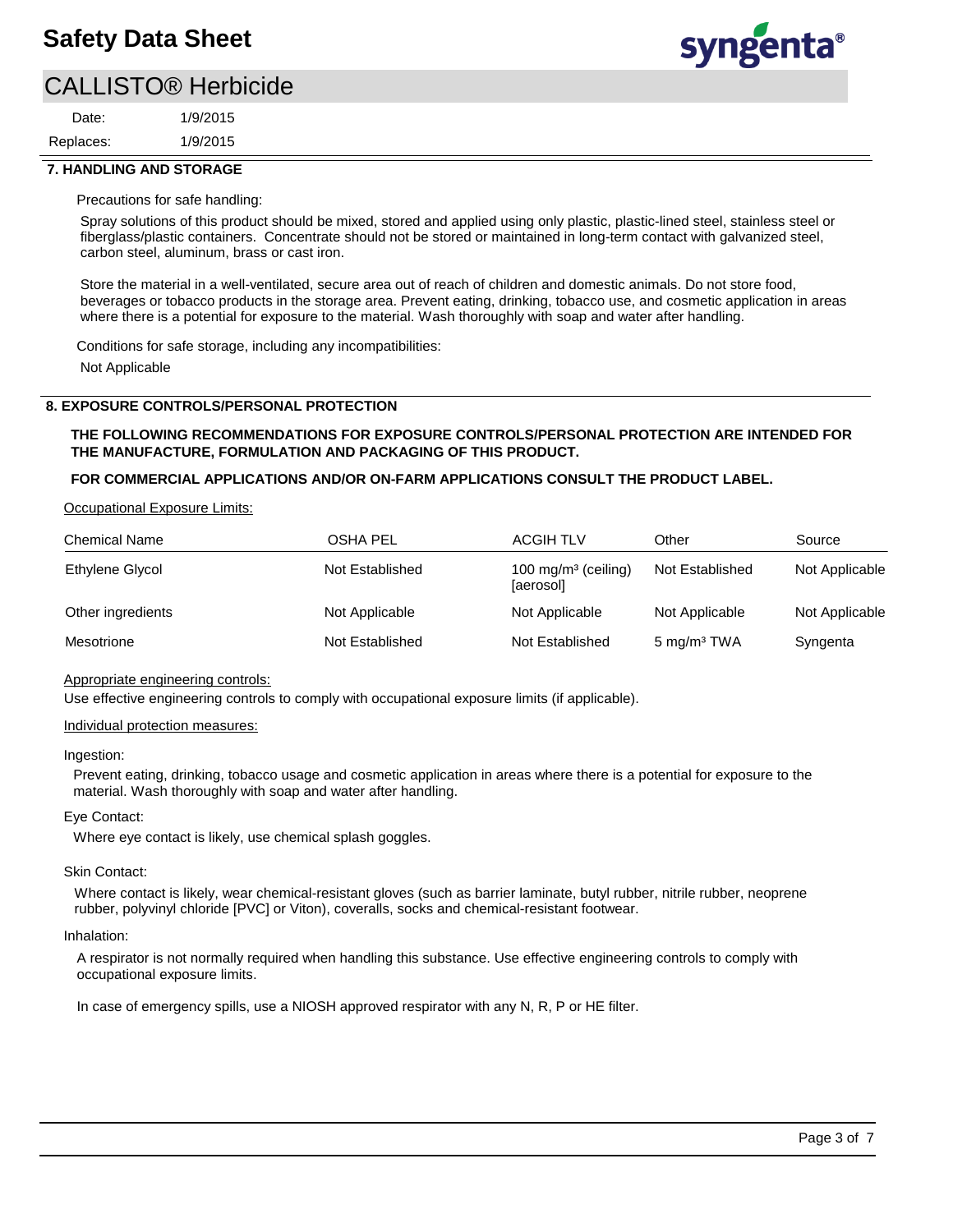## 7. HANDLING AND STORAGE

Precautions for safe handling:

Spray solutions of this product should be mixed, stored and applied using only plastic, plastic-lined steel, stainless steel or fiberglass/plastic containers. Concentrate should not be stored or maintained in long-term contact with galvanized steel, carbon steel, aluminum, brass or cast iron.

Store the material in a well-ventilated, secure area out of reach of children and domestic animals. Do not store food, beverages or tobacco products in the storage area. Prevent eating, drinking, tobacco use, and cosmetic application in areas where there is a potential for exposure to the material. Wash thoroughly with soap and water after handling.

Conditions for safe storage, including any incompatibilities:

Not Applicable

## 8. EXPOSURE CONTROLS/PERSONAL PROTECTION

**THE FOLLOWING RECOMMENDATIONS FOR EXPOSURE CONTROLS/PERSONAL PROTECTION ARE INTENDED FOR THE MANUFACTURE, FORMULATION AND PACKAGING OF THIS PRODUCT.**

**FOR COMMERCIAL APPLICATIONS AND/OR ON-FARM APPLICATIONS CONSULT THE PRODUCT LABEL.**

Occupational Exposure Limits:

| Chemical Name | OSHA PEL | ACGIH TLV | Other | Source |
|---|---|---|---|---|
| Ethylene Glycol | Not Established | 100 $mg/m^3$ (ceiling) [aerosol] | Not Established | Not Applicable |
| Other ingredients | Not Applicable | Not Applicable | Not Applicable | Not Applicable |
| Mesotrione | Not Established | Not Established | 5 $mg/m^3$ TWA | Syngenta |

Appropriate engineering controls:

Use effective engineering controls to comply with occupational exposure limits (if applicable).

Individual protection measures:

Ingestion:

Prevent eating, drinking, tobacco usage and cosmetic application in areas where there is a potential for exposure to the material. Wash thoroughly with soap and water after handling.

Eye Contact:

Where eye contact is likely, use chemical splash goggles.

Skin Contact:

Where contact is likely, wear chemical-resistant gloves (such as barrier laminate, butyl rubber, nitrile rubber, neoprene rubber, polyvinyl chloride [PVC] or Viton), coveralls, socks and chemical-resistant footwear.

Inhalation:

A respirator is not normally required when handling this substance. Use effective engineering controls to comply with occupational exposure limits.

In case of emergency spills, use a NIOSH approved respirator with any N, R, P or HE filter.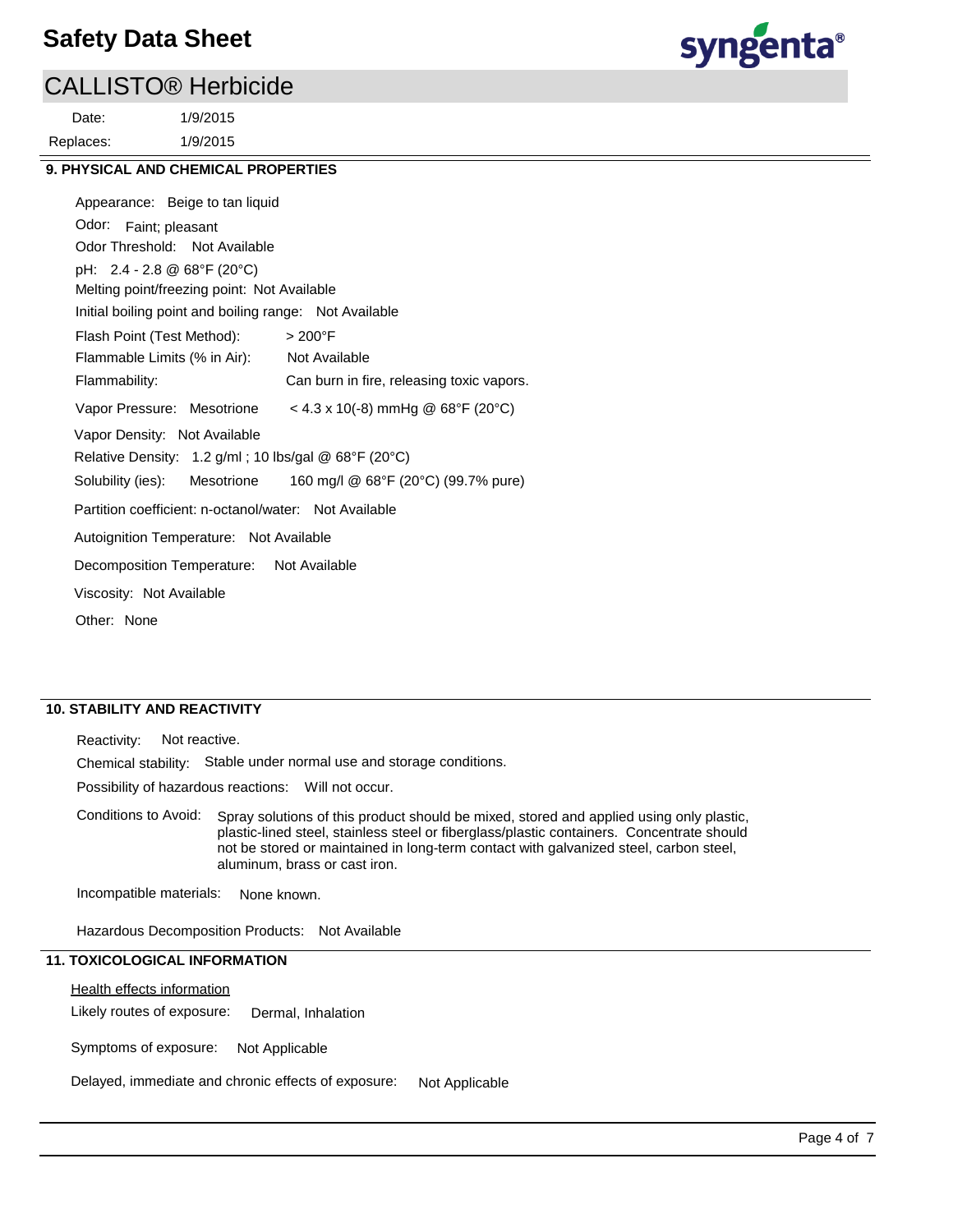# Safety Data Sheet

## CALLISTO® Herbicide

Date: 1/9/2015

Replaces: 1/9/2015

### 9. PHYSICAL AND CHEMICAL PROPERTIES

Appearance: Beige to tan liquid

Odor: Faint; pleasant

Odor Threshold: Not Available

pH: 2.4 - 2.8 @ 68°F (20°C)

Melting point/freezing point: Not Available

Initial boiling point and boiling range: Not Available

Flash Point (Test Method): > 200°F

Flammable Limits (% in Air): Not Available

Flammability: Can burn in fire, releasing toxic vapors.

Vapor Pressure: Mesotrione < 4.3 x 10(-8) mmHg @ 68°F (20°C)

Vapor Density: Not Available

Relative Density: 1.2 g/ml ; 10 lbs/gal @ 68°F (20°C)

Solubility (ies): Mesotrione 160 mg/l @ 68°F (20°C) (99.7% pure)

Partition coefficient: n-octanol/water: Not Available

Autoignition Temperature: Not Available

Decomposition Temperature: Not Available

Viscosity: Not Available

Other: None

### 10. STABILITY AND REACTIVITY

Reactivity: Not reactive.

Chemical stability: Stable under normal use and storage conditions.

Possibility of hazardous reactions: Will not occur.

Conditions to Avoid: Spray solutions of this product should be mixed, stored and applied using only plastic, plastic-lined steel, stainless steel or fiberglass/plastic containers. Concentrate should not be stored or maintained in long-term contact with galvanized steel, carbon steel, aluminum, brass or cast iron.

Incompatible materials: None known.

Hazardous Decomposition Products: Not Available

### 11. TOXICOLOGICAL INFORMATION

Health effects information

Likely routes of exposure: Dermal, Inhalation

Symptoms of exposure: Not Applicable

Delayed, immediate and chronic effects of exposure: Not Applicable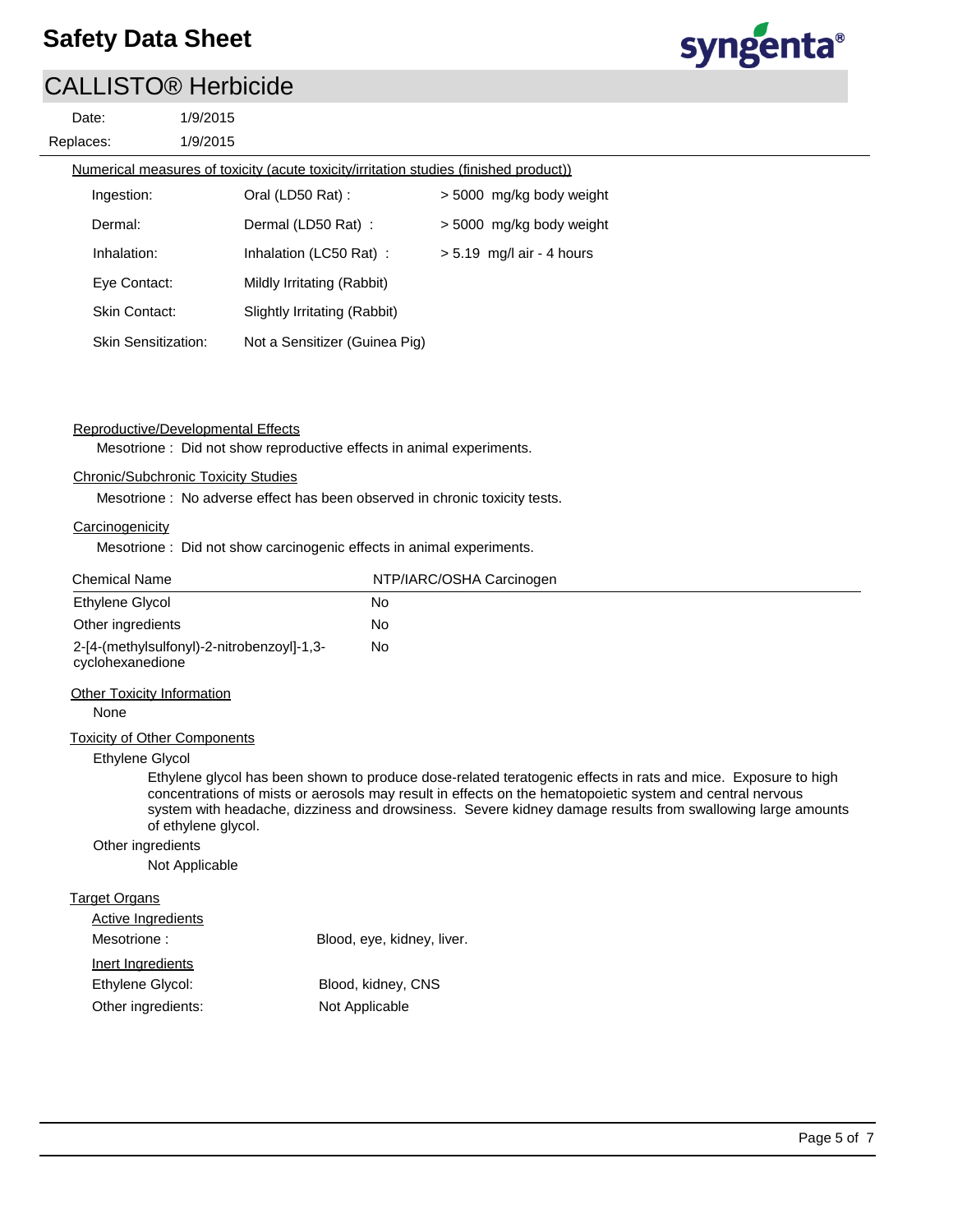Numerical measures of toxicity (acute toxicity/irritation studies (finished product))

| | | |
|---|---|---|
| Ingestion: | Oral (LD50 Rat) : | > 5000 mg/kg body weight |
| Dermal: | Dermal (LD50 Rat) : | > 5000 mg/kg body weight |
| Inhalation: | Inhalation (LC50 Rat) : | > 5.19 mg/l air - 4 hours |
| Eye Contact: | Mildly Irritating (Rabbit) | |
| Skin Contact: | Slightly Irritating (Rabbit) | |
| Skin Sensitization: | Not a Sensitizer (Guinea Pig) | |

Reproductive/Developmental Effects

Mesotrione : Did not show reproductive effects in animal experiments.

Chronic/Subchronic Toxicity Studies

Mesotrione : No adverse effect has been observed in chronic toxicity tests.

Carcinogenicity

Mesotrione : Did not show carcinogenic effects in animal experiments.

| Chemical Name | NTP/IARC/OSHA Carcinogen |
|---|---|
| Ethylene Glycol | No |
| Other ingredients | No |
| 2-[4-(methylsulfonyl)-2-nitrobenzoyl]-1,3-cyclohexanedione | No |

Other Toxicity Information

None

Toxicity of Other Components

Ethylene Glycol

Ethylene glycol has been shown to produce dose-related teratogenic effects in rats and mice. Exposure to high concentrations of mists or aerosols may result in effects on the hematopoietic system and central nervous system with headache, dizziness and drowsiness. Severe kidney damage results from swallowing large amounts of ethylene glycol.

Other ingredients

Not Applicable

Target Organs

Active Ingredients

Mesotrione : Blood, eye, kidney, liver.

Inert Ingredients

Ethylene Glycol: Blood, kidney, CNS

Other ingredients: Not Applicable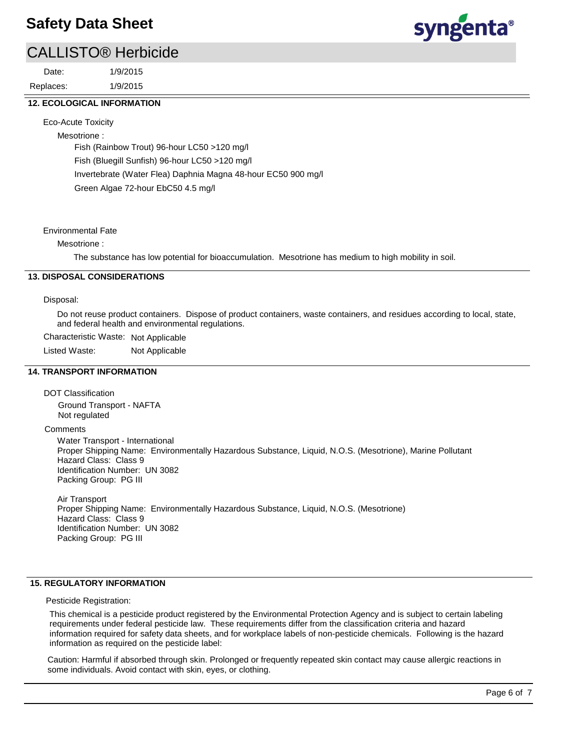## 12. ECOLOGICAL INFORMATION

Eco-Acute Toxicity

Mesotrione :

Fish (Rainbow Trout) 96-hour LC50 >120 mg/l

Fish (Bluegill Sunfish) 96-hour LC50 >120 mg/l

Invertebrate (Water Flea) Daphnia Magna 48-hour EC50 900 mg/l

Green Algae 72-hour EbC50 4.5 mg/l

Environmental Fate

Mesotrione :

The substance has low potential for bioaccumulation. Mesotrione has medium to high mobility in soil.

## 13. DISPOSAL CONSIDERATIONS

Disposal:

Do not reuse product containers. Dispose of product containers, waste containers, and residues according to local, state, and federal health and environmental regulations.

Characteristic Waste: Not Applicable

Listed Waste: Not Applicable

## 14. TRANSPORT INFORMATION

DOT Classification

Ground Transport - NAFTA
Not regulated

Comments

Water Transport - International
Proper Shipping Name: Environmentally Hazardous Substance, Liquid, N.O.S. (Mesotrione), Marine Pollutant
Hazard Class: Class 9
Identification Number: UN 3082
Packing Group: PG III

Air Transport
Proper Shipping Name: Environmentally Hazardous Substance, Liquid, N.O.S. (Mesotrione)
Hazard Class: Class 9
Identification Number: UN 3082
Packing Group: PG III

## 15. REGULATORY INFORMATION

Pesticide Registration:

This chemical is a pesticide product registered by the Environmental Protection Agency and is subject to certain labeling requirements under federal pesticide law. These requirements differ from the classification criteria and hazard information required for safety data sheets, and for workplace labels of non-pesticide chemicals. Following is the hazard information as required on the pesticide label:

Caution: Harmful if absorbed through skin. Prolonged or frequently repeated skin contact may cause allergic reactions in some individuals. Avoid contact with skin, eyes, or clothing.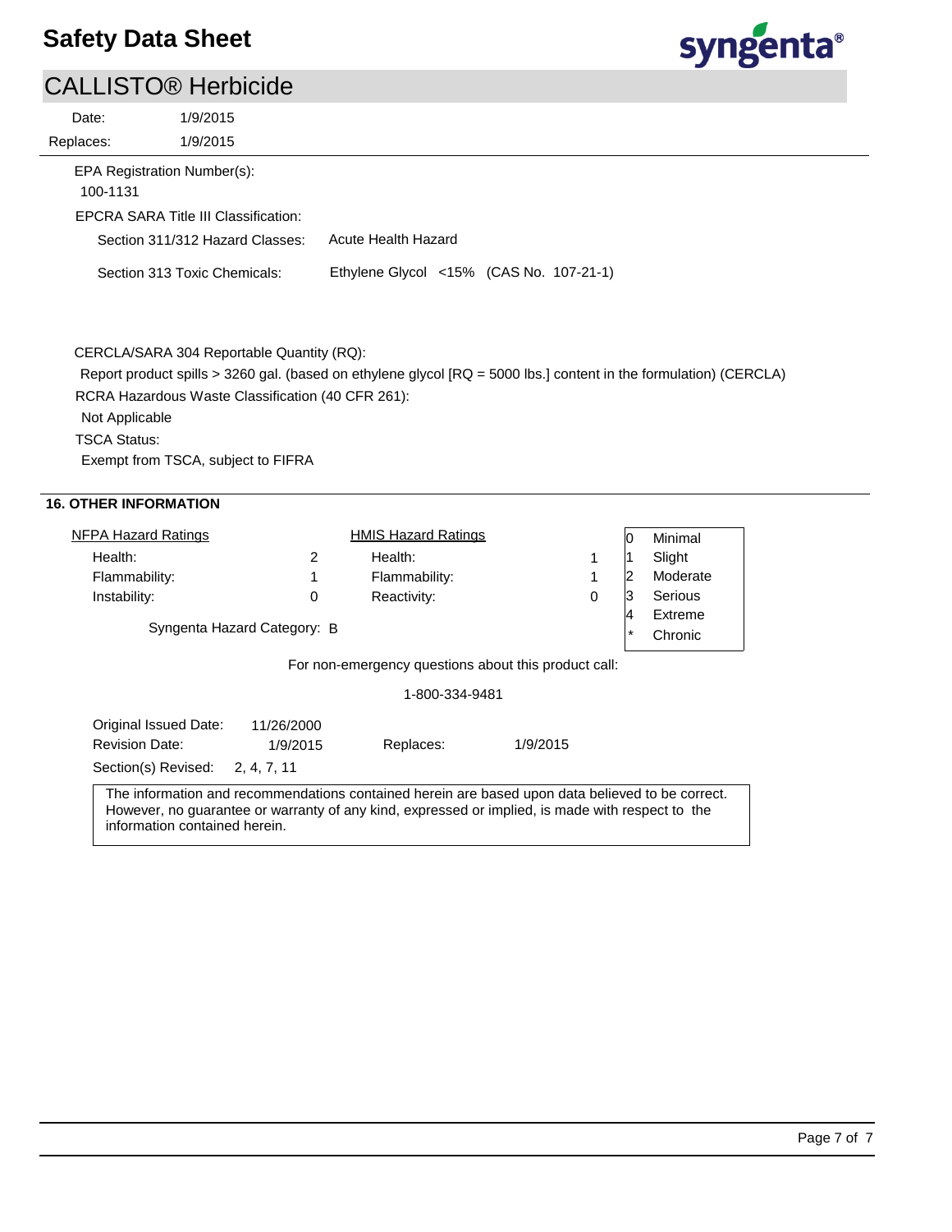# Safety Data Sheet

## CALLISTO® Herbicide

Date: 1/9/2015
Replaces: 1/9/2015

EPA Registration Number(s):
100-1131

EPCRA SARA Title III Classification:

Section 311/312 Hazard Classes: Acute Health Hazard

Section 313 Toxic Chemicals: Ethylene Glycol <15% (CAS No. 107-21-1)

CERCLA/SARA 304 Reportable Quantity (RQ):
Report product spills > 3260 gal. (based on ethylene glycol [RQ = 5000 lbs.] content in the formulation) (CERCLA)

RCRA Hazardous Waste Classification (40 CFR 261):
Not Applicable

TSCA Status:
Exempt from TSCA, subject to FIFRA

### 16. OTHER INFORMATION

| NFPA Hazard Ratings | | HMIS Hazard Ratings | |
|---|---|---|---|
| Health: | 2 | Health: | 1 |
| Flammability: | 1 | Flammability: | 1 |
| Instability: | 0 | Reactivity: | 0 |

| | |
|---|---|
| 0 | Minimal |
| 1 | Slight |
| 2 | Moderate |
| 3 | Serious |
| 4 | Extreme |
| * | Chronic |

Syngenta Hazard Category: B

For non-emergency questions about this product call:

1-800-334-9481

Original Issued Date: 11/26/2000
Revision Date: 1/9/2015 Replaces: 1/9/2015
Section(s) Revised: 2, 4, 7, 11

The information and recommendations contained herein are based upon data believed to be correct. However, no guarantee or warranty of any kind, expressed or implied, is made with respect to the information contained herein.